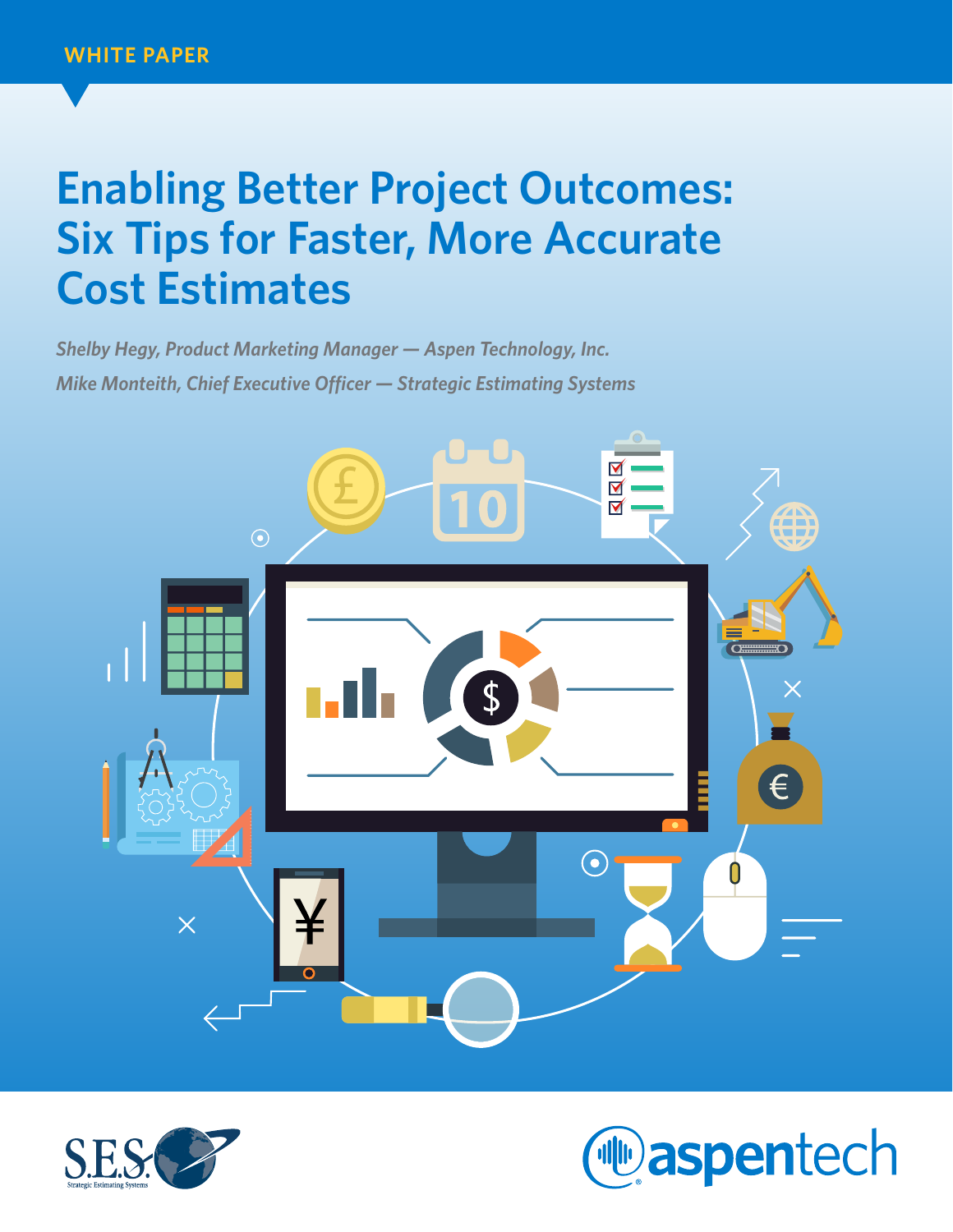WHITE PAPER

# Enabling Better Project Outcomes: Six Tips for Faster, More Accurate Cost Estimates

*Shelby Hegy, Product Marketing Manager — Aspen Technology, Inc.*

*Mike Monteith, Chief Executive Officer — Strategic Estimating Systems*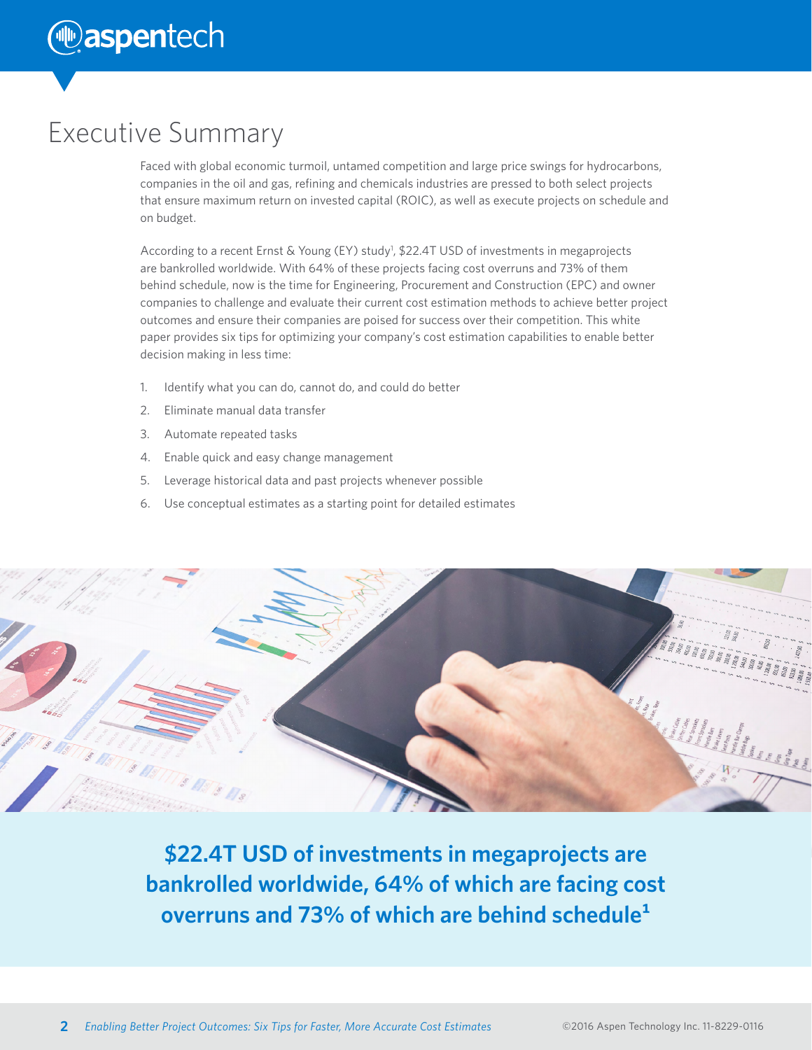# Executive Summary

Faced with global economic turmoil, untamed competition and large price swings for hydrocarbons, companies in the oil and gas, refining and chemicals industries are pressed to both select projects that ensure maximum return on invested capital (ROIC), as well as execute projects on schedule and on budget.

According to a recent Ernst & Young (EY) study[1], $22.4T USD of investments in megaprojects are bankrolled worldwide. With 64% of these projects facing cost overruns and 73% of them behind schedule, now is the time for Engineering, Procurement and Construction (EPC) and owner companies to challenge and evaluate their current cost estimation methods to achieve better project outcomes and ensure their companies are poised for success over their competition. This white paper provides six tips for optimizing your company's cost estimation capabilities to enable better decision making in less time:

1. Identify what you can do, cannot do, and could do better
2. Eliminate manual data transfer
3. Automate repeated tasks
4. Enable quick and easy change management
5. Leverage historical data and past projects whenever possible
6. Use conceptual estimates as a starting point for detailed estimates

**$22.4T USD of investments in megaprojects are bankrolled worldwide, 64% of which are facing cost overruns and 73% of which are behind schedule[1]**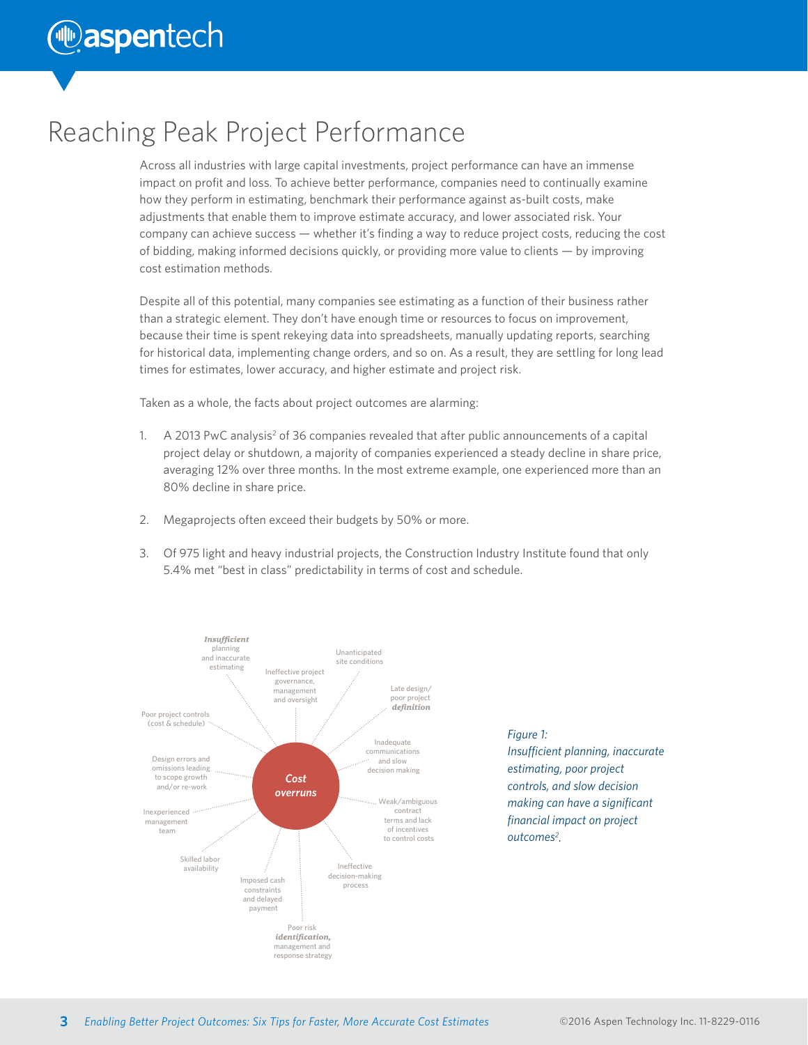# Reaching Peak Project Performance

Across all industries with large capital investments, project performance can have an immense impact on profit and loss. To achieve better performance, companies need to continually examine how they perform in estimating, benchmark their performance against as-built costs, make adjustments that enable them to improve estimate accuracy, and lower associated risk. Your company can achieve success — whether it's finding a way to reduce project costs, reducing the cost of bidding, making informed decisions quickly, or providing more value to clients — by improving cost estimation methods.

Despite all of this potential, many companies see estimating as a function of their business rather than a strategic element. They don't have enough time or resources to focus on improvement, because their time is spent rekeying data into spreadsheets, manually updating reports, searching for historical data, implementing change orders, and so on. As a result, they are settling for long lead times for estimates, lower accuracy, and higher estimate and project risk.

Taken as a whole, the facts about project outcomes are alarming:

1. A 2013 PwC analysis[2] of 36 companies revealed that after public announcements of a capital project delay or shutdown, a majority of companies experienced a steady decline in share price, averaging 12% over three months. In the most extreme example, one experienced more than an 80% decline in share price.

2. Megaprojects often exceed their budgets by 50% or more.

3. Of 975 light and heavy industrial projects, the Construction Industry Institute found that only 5.4% met "best in class" predictability in terms of cost and schedule.

**Cost overruns**

- ***Insufficient*** planning and inaccurate estimating
- Ineffective project governance, management and oversight
- Unanticipated site conditions
- Late design/ poor project ***definition***
- Inadequate communications and slow decision making
- Weak/ambiguous contract terms and lack of incentives to control costs
- Ineffective decision-making process
- Poor risk ***identification,*** management and response strategy
- Imposed cash constraints and delayed payment
- Skilled labor availability
- Inexperienced management team
- Design errors and omissions leading to scope growth and/or re-work
- Poor project controls (cost & schedule)

*Figure 1: Insufficient planning, inaccurate estimating, poor project controls, and slow decision making can have a significant financial impact on project outcomes[2].*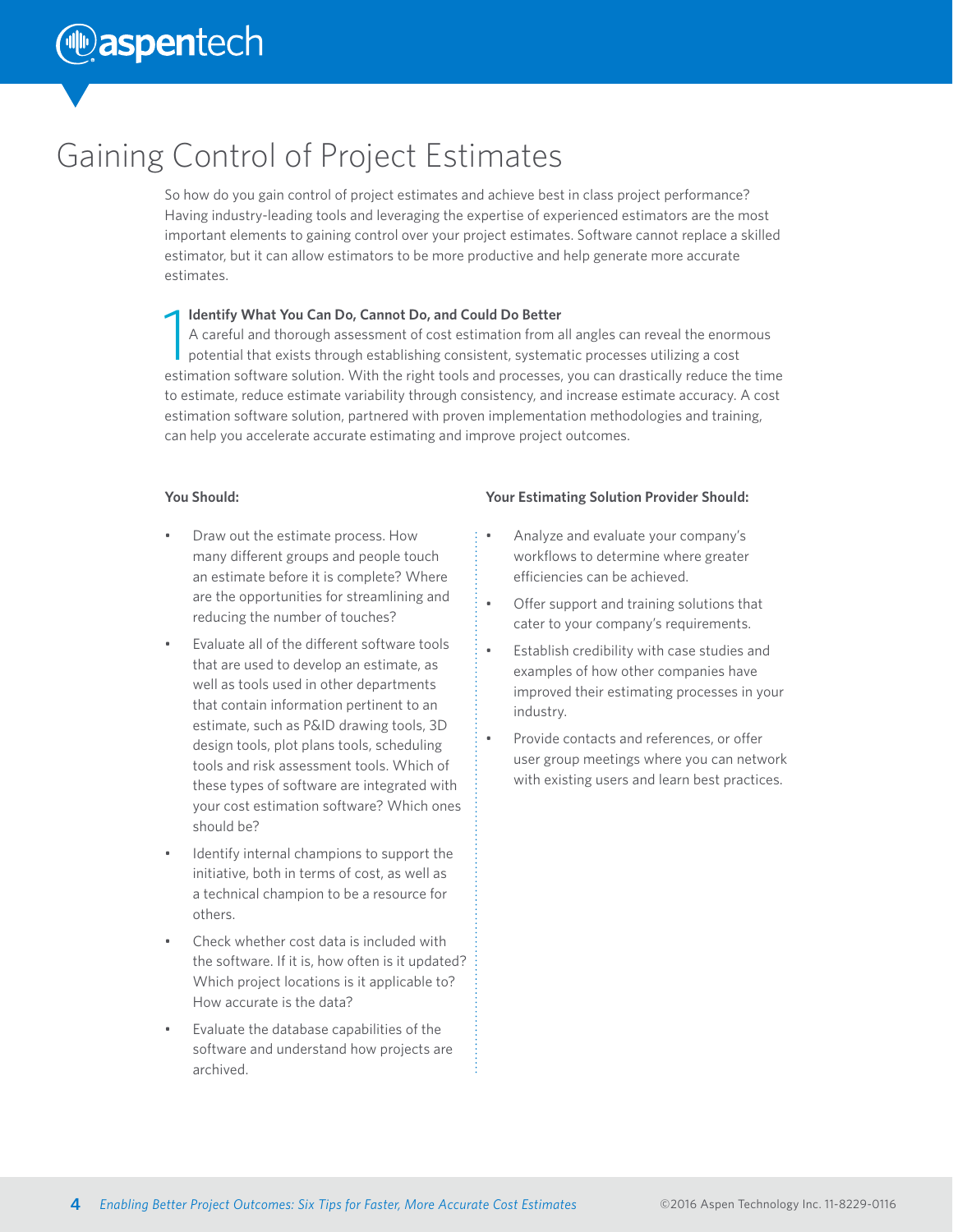# Gaining Control of Project Estimates

So how do you gain control of project estimates and achieve best in class project performance? Having industry-leading tools and leveraging the expertise of experienced estimators are the most important elements to gaining control over your project estimates. Software cannot replace a skilled estimator, but it can allow estimators to be more productive and help generate more accurate estimates.

## 1 Identify What You Can Do, Cannot Do, and Could Do Better

A careful and thorough assessment of cost estimation from all angles can reveal the enormous potential that exists through establishing consistent, systematic processes utilizing a cost estimation software solution. With the right tools and processes, you can drastically reduce the time to estimate, reduce estimate variability through consistency, and increase estimate accuracy. A cost estimation software solution, partnered with proven implementation methodologies and training, can help you accelerate accurate estimating and improve project outcomes.

**You Should:**

- Draw out the estimate process. How many different groups and people touch an estimate before it is complete? Where are the opportunities for streamlining and reducing the number of touches?
- Evaluate all of the different software tools that are used to develop an estimate, as well as tools used in other departments that contain information pertinent to an estimate, such as P&ID drawing tools, 3D design tools, plot plans tools, scheduling tools and risk assessment tools. Which of these types of software are integrated with your cost estimation software? Which ones should be?
- Identify internal champions to support the initiative, both in terms of cost, as well as a technical champion to be a resource for others.
- Check whether cost data is included with the software. If it is, how often is it updated? Which project locations is it applicable to? How accurate is the data?
- Evaluate the database capabilities of the software and understand how projects are archived.

**Your Estimating Solution Provider Should:**

- Analyze and evaluate your company's workflows to determine where greater efficiencies can be achieved.
- Offer support and training solutions that cater to your company's requirements.
- Establish credibility with case studies and examples of how other companies have improved their estimating processes in your industry.
- Provide contacts and references, or offer user group meetings where you can network with existing users and learn best practices.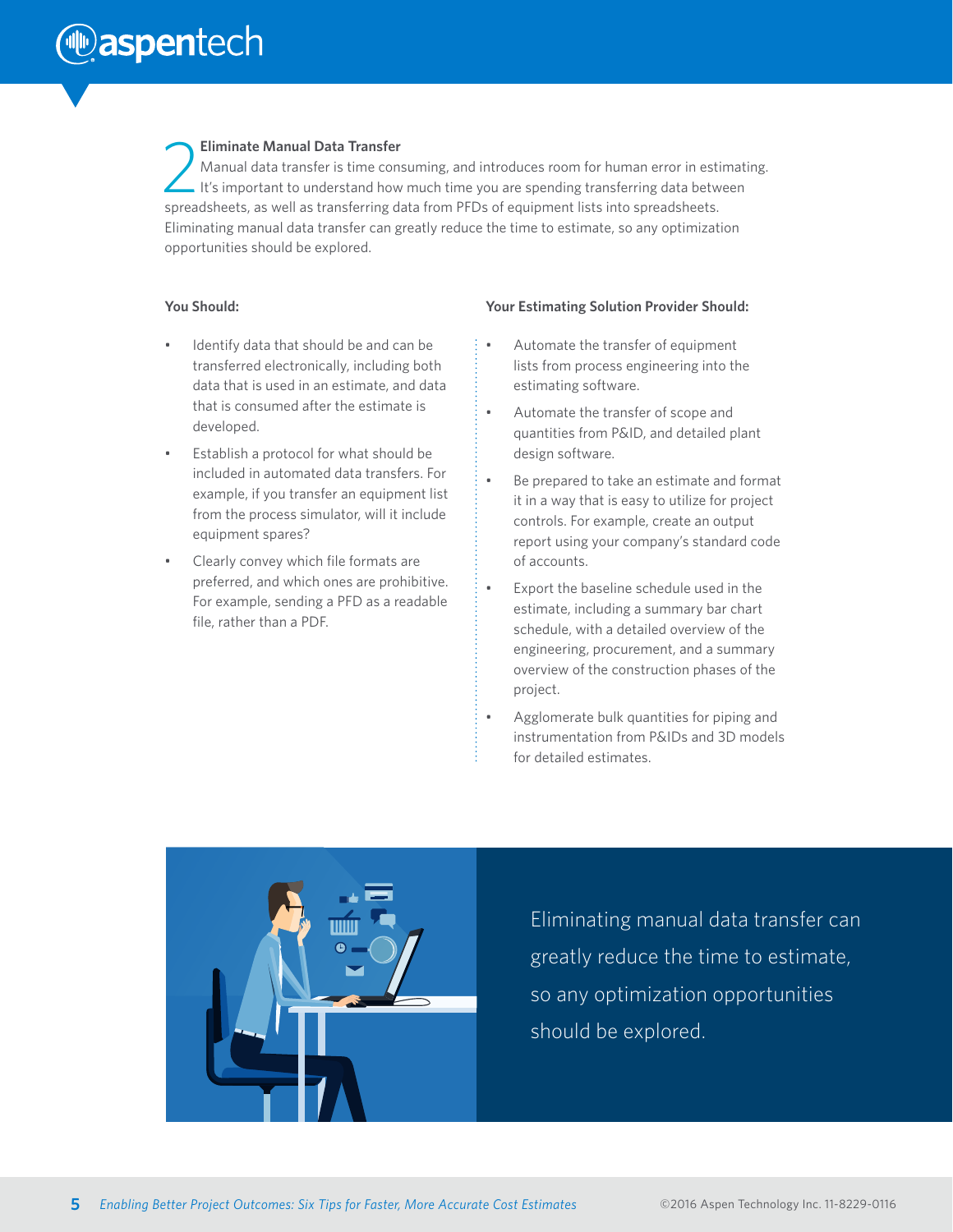## 2 Eliminate Manual Data Transfer

Manual data transfer is time consuming, and introduces room for human error in estimating. It's important to understand how much time you are spending transferring data between spreadsheets, as well as transferring data from PFDs of equipment lists into spreadsheets. Eliminating manual data transfer can greatly reduce the time to estimate, so any optimization opportunities should be explored.

**You Should:**

- Identify data that should be and can be transferred electronically, including both data that is used in an estimate, and data that is consumed after the estimate is developed.
- Establish a protocol for what should be included in automated data transfers. For example, if you transfer an equipment list from the process simulator, will it include equipment spares?
- Clearly convey which file formats are preferred, and which ones are prohibitive. For example, sending a PFD as a readable file, rather than a PDF.

**Your Estimating Solution Provider Should:**

- Automate the transfer of equipment lists from process engineering into the estimating software.
- Automate the transfer of scope and quantities from P&ID, and detailed plant design software.
- Be prepared to take an estimate and format it in a way that is easy to utilize for project controls. For example, create an output report using your company's standard code of accounts.
- Export the baseline schedule used in the estimate, including a summary bar chart schedule, with a detailed overview of the engineering, procurement, and a summary overview of the construction phases of the project.
- Agglomerate bulk quantities for piping and instrumentation from P&IDs and 3D models for detailed estimates.

Eliminating manual data transfer can greatly reduce the time to estimate, so any optimization opportunities should be explored.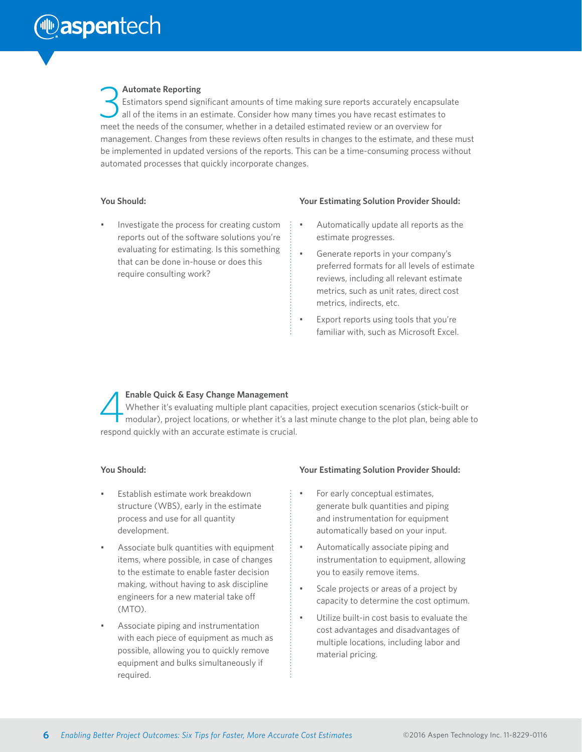## 3 Automate Reporting

Estimators spend significant amounts of time making sure reports accurately encapsulate all of the items in an estimate. Consider how many times you have recast estimates to meet the needs of the consumer, whether in a detailed estimated review or an overview for management. Changes from these reviews often results in changes to the estimate, and these must be implemented in updated versions of the reports. This can be a time-consuming process without automated processes that quickly incorporate changes.

**You Should:**

- Investigate the process for creating custom reports out of the software solutions you're evaluating for estimating. Is this something that can be done in-house or does this require consulting work?

**Your Estimating Solution Provider Should:**

- Automatically update all reports as the estimate progresses.
- Generate reports in your company's preferred formats for all levels of estimate reviews, including all relevant estimate metrics, such as unit rates, direct cost metrics, indirects, etc.
- Export reports using tools that you're familiar with, such as Microsoft Excel.

## 4 Enable Quick & Easy Change Management

Whether it's evaluating multiple plant capacities, project execution scenarios (stick-built or modular), project locations, or whether it's a last minute change to the plot plan, being able to respond quickly with an accurate estimate is crucial.

**You Should:**

- Establish estimate work breakdown structure (WBS), early in the estimate process and use for all quantity development.
- Associate bulk quantities with equipment items, where possible, in case of changes to the estimate to enable faster decision making, without having to ask discipline engineers for a new material take off (MTO).
- Associate piping and instrumentation with each piece of equipment as much as possible, allowing you to quickly remove equipment and bulks simultaneously if required.

**Your Estimating Solution Provider Should:**

- For early conceptual estimates, generate bulk quantities and piping and instrumentation for equipment automatically based on your input.
- Automatically associate piping and instrumentation to equipment, allowing you to easily remove items.
- Scale projects or areas of a project by capacity to determine the cost optimum.
- Utilize built-in cost basis to evaluate the cost advantages and disadvantages of multiple locations, including labor and material pricing.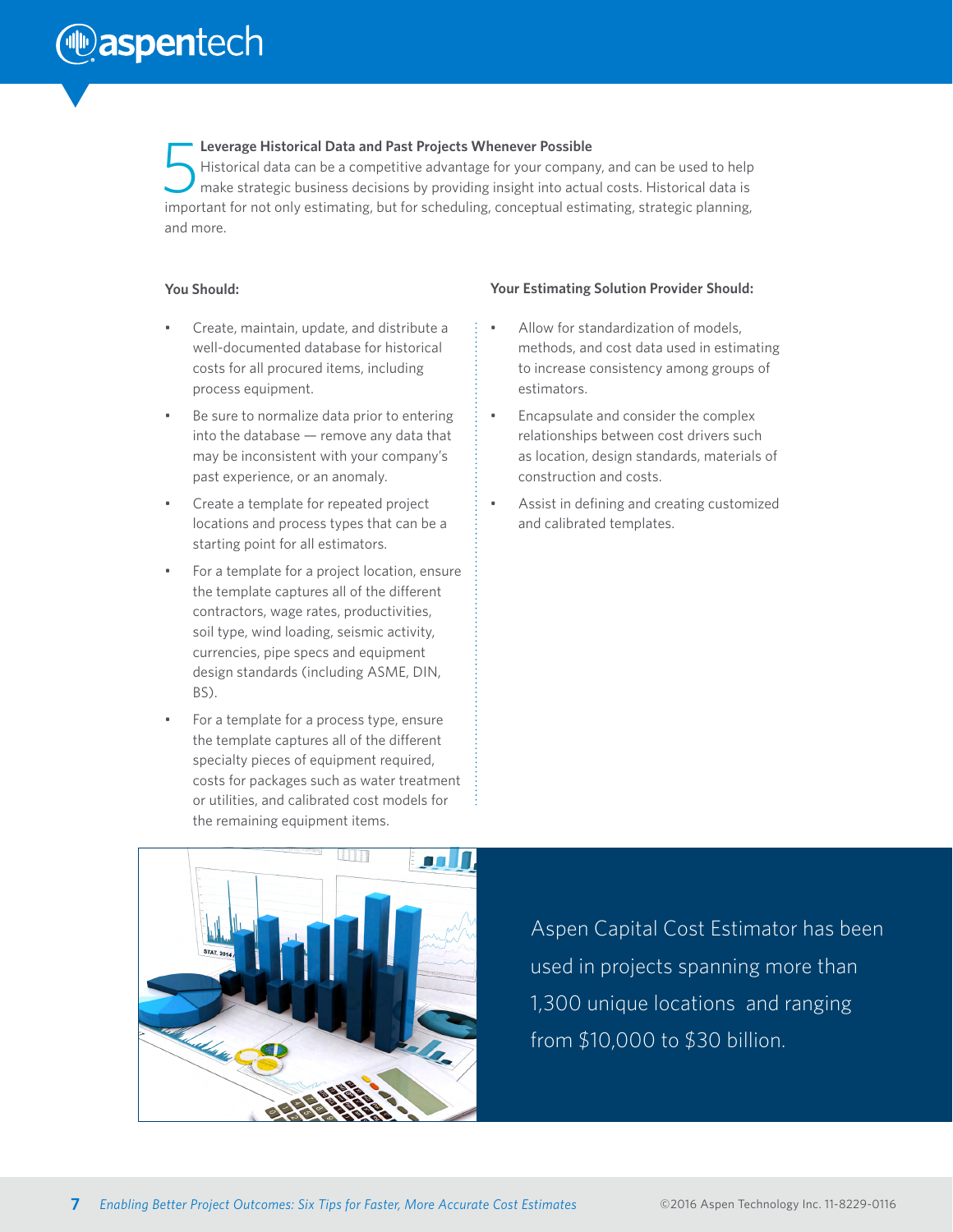## 5 Leverage Historical Data and Past Projects Whenever Possible

Historical data can be a competitive advantage for your company, and can be used to help make strategic business decisions by providing insight into actual costs. Historical data is important for not only estimating, but for scheduling, conceptual estimating, strategic planning, and more.

**You Should:**

- Create, maintain, update, and distribute a well-documented database for historical costs for all procured items, including process equipment.
- Be sure to normalize data prior to entering into the database — remove any data that may be inconsistent with your company's past experience, or an anomaly.
- Create a template for repeated project locations and process types that can be a starting point for all estimators.
- For a template for a project location, ensure the template captures all of the different contractors, wage rates, productivities, soil type, wind loading, seismic activity, currencies, pipe specs and equipment design standards (including ASME, DIN, BS).
- For a template for a process type, ensure the template captures all of the different specialty pieces of equipment required, costs for packages such as water treatment or utilities, and calibrated cost models for the remaining equipment items.

**Your Estimating Solution Provider Should:**

- Allow for standardization of models, methods, and cost data used in estimating to increase consistency among groups of estimators.
- Encapsulate and consider the complex relationships between cost drivers such as location, design standards, materials of construction and costs.
- Assist in defining and creating customized and calibrated templates.

Aspen Capital Cost Estimator has been used in projects spanning more than 1,300 unique locations and ranging from $10,000 to $30 billion.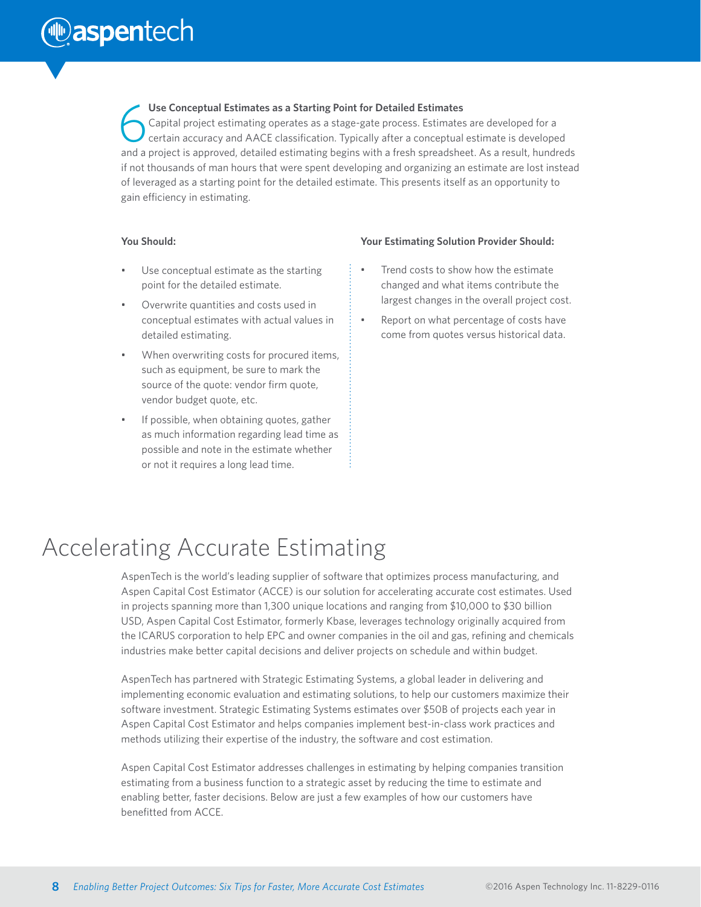### 6 Use Conceptual Estimates as a Starting Point for Detailed Estimates

Capital project estimating operates as a stage-gate process. Estimates are developed for a certain accuracy and AACE classification. Typically after a conceptual estimate is developed and a project is approved, detailed estimating begins with a fresh spreadsheet. As a result, hundreds if not thousands of man hours that were spent developing and organizing an estimate are lost instead of leveraged as a starting point for the detailed estimate. This presents itself as an opportunity to gain efficiency in estimating.

**You Should:**

- Use conceptual estimate as the starting point for the detailed estimate.
- Overwrite quantities and costs used in conceptual estimates with actual values in detailed estimating.
- When overwriting costs for procured items, such as equipment, be sure to mark the source of the quote: vendor firm quote, vendor budget quote, etc.
- If possible, when obtaining quotes, gather as much information regarding lead time as possible and note in the estimate whether or not it requires a long lead time.

**Your Estimating Solution Provider Should:**

- Trend costs to show how the estimate changed and what items contribute the largest changes in the overall project cost.
- Report on what percentage of costs have come from quotes versus historical data.

# Accelerating Accurate Estimating

AspenTech is the world's leading supplier of software that optimizes process manufacturing, and Aspen Capital Cost Estimator (ACCE) is our solution for accelerating accurate cost estimates. Used in projects spanning more than 1,300 unique locations and ranging from $10,000 to $30 billion USD, Aspen Capital Cost Estimator, formerly Kbase, leverages technology originally acquired from the ICARUS corporation to help EPC and owner companies in the oil and gas, refining and chemicals industries make better capital decisions and deliver projects on schedule and within budget.

AspenTech has partnered with Strategic Estimating Systems, a global leader in delivering and implementing economic evaluation and estimating solutions, to help our customers maximize their software investment. Strategic Estimating Systems estimates over $50B of projects each year in Aspen Capital Cost Estimator and helps companies implement best-in-class work practices and methods utilizing their expertise of the industry, the software and cost estimation.

Aspen Capital Cost Estimator addresses challenges in estimating by helping companies transition estimating from a business function to a strategic asset by reducing the time to estimate and enabling better, faster decisions. Below are just a few examples of how our customers have benefitted from ACCE.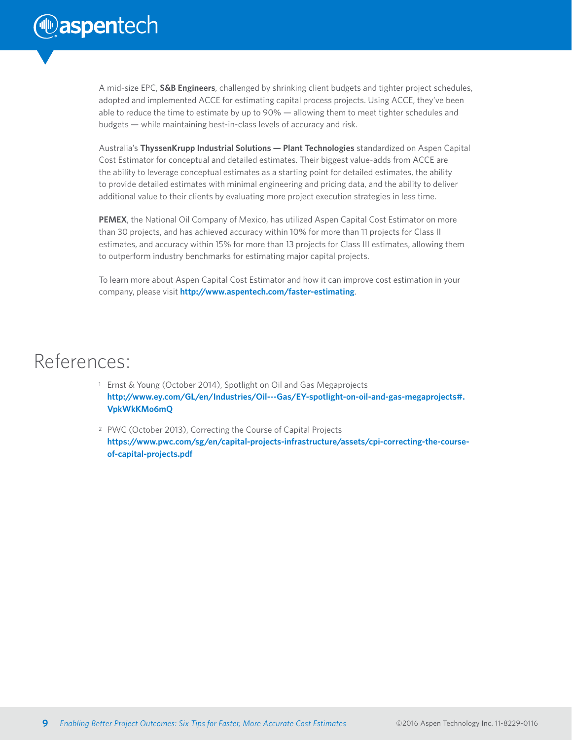A mid-size EPC, **S&B Engineers**, challenged by shrinking client budgets and tighter project schedules, adopted and implemented ACCE for estimating capital process projects. Using ACCE, they've been able to reduce the time to estimate by up to 90% — allowing them to meet tighter schedules and budgets — while maintaining best-in-class levels of accuracy and risk.

Australia's **ThyssenKrupp Industrial Solutions — Plant Technologies** standardized on Aspen Capital Cost Estimator for conceptual and detailed estimates. Their biggest value-adds from ACCE are the ability to leverage conceptual estimates as a starting point for detailed estimates, the ability to provide detailed estimates with minimal engineering and pricing data, and the ability to deliver additional value to their clients by evaluating more project execution strategies in less time.

**PEMEX**, the National Oil Company of Mexico, has utilized Aspen Capital Cost Estimator on more than 30 projects, and has achieved accuracy within 10% for more than 11 projects for Class II estimates, and accuracy within 15% for more than 13 projects for Class III estimates, allowing them to outperform industry benchmarks for estimating major capital projects.

To learn more about Aspen Capital Cost Estimator and how it can improve cost estimation in your company, please visit **http://www.aspentech.com/faster-estimating**.

# References:

1. Ernst & Young (October 2014), Spotlight on Oil and Gas Megaprojects **http://www.ey.com/GL/en/Industries/Oil---Gas/EY-spotlight-on-oil-and-gas-megaprojects#.VpkWkKMo6mQ**

2. PWC (October 2013), Correcting the Course of Capital Projects **https://www.pwc.com/sg/en/capital-projects-infrastructure/assets/cpi-correcting-the-course-of-capital-projects.pdf**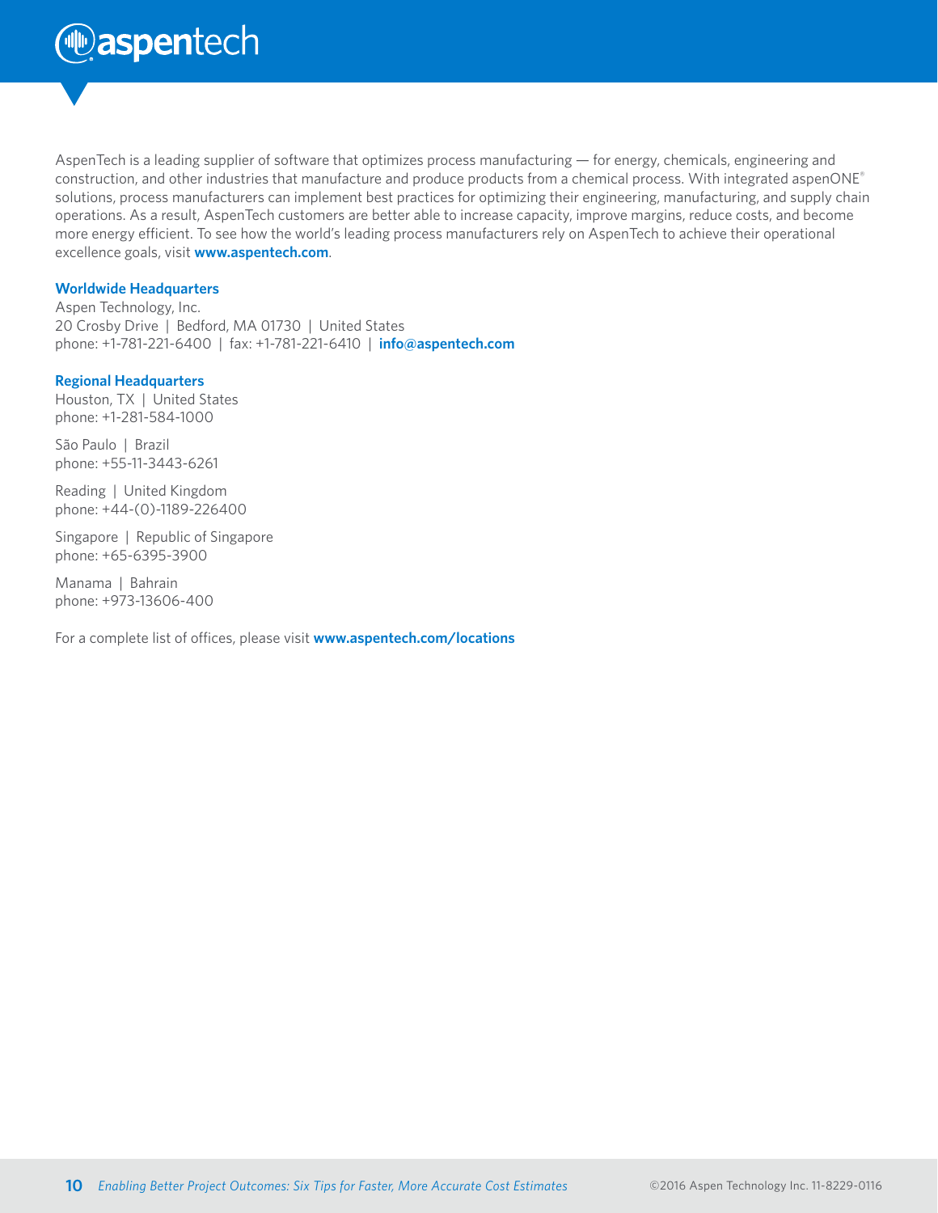AspenTech is a leading supplier of software that optimizes process manufacturing — for energy, chemicals, engineering and construction, and other industries that manufacture and produce products from a chemical process. With integrated aspenONE® solutions, process manufacturers can implement best practices for optimizing their engineering, manufacturing, and supply chain operations. As a result, AspenTech customers are better able to increase capacity, improve margins, reduce costs, and become more energy efficient. To see how the world's leading process manufacturers rely on AspenTech to achieve their operational excellence goals, visit **www.aspentech.com**.

**Worldwide Headquarters**

Aspen Technology, Inc.
20 Crosby Drive | Bedford, MA 01730 | United States
phone: +1-781-221-6400 | fax: +1-781-221-6410 | **info@aspentech.com**

**Regional Headquarters**

Houston, TX | United States
phone: +1-281-584-1000

São Paulo | Brazil
phone: +55-11-3443-6261

Reading | United Kingdom
phone: +44-(0)-1189-226400

Singapore | Republic of Singapore
phone: +65-6395-3900

Manama | Bahrain
phone: +973-13606-400

For a complete list of offices, please visit **www.aspentech.com/locations**

©2016 Aspen Technology Inc. 11-8229-0116